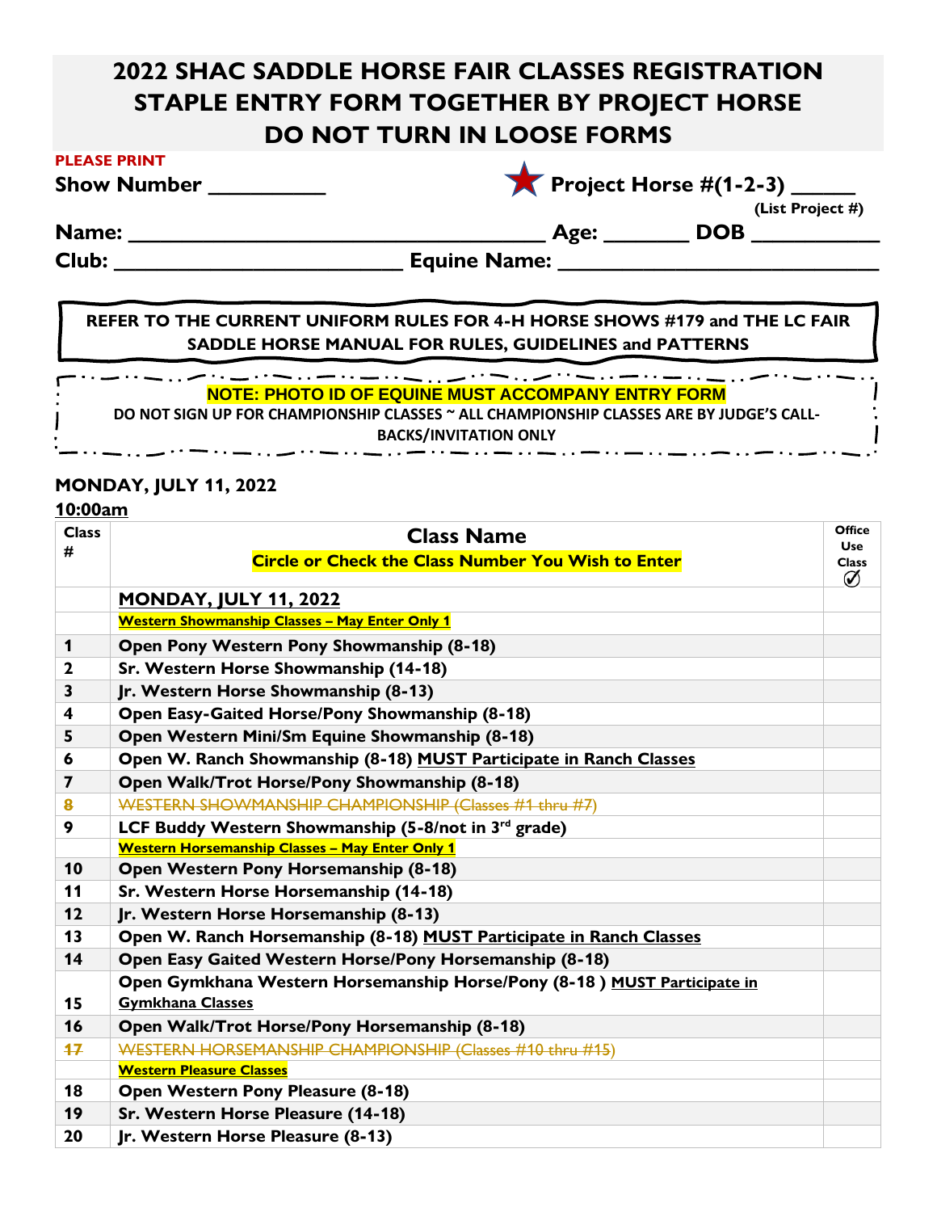# 2022 SHAC SADDLE HORSE FAIR CLASSES REGISTRATION
# STAPLE ENTRY FORM TOGETHER BY PROJECT HORSE
# DO NOT TURN IN LOOSE FORMS

**PLEASE PRINT**

**Show Number** __________ ★ **Project Horse #(1-2-3)** _____
(List Project #)

**Name:** ____________________________________ **Age:** _______ **DOB** ___________

**Club:** _________________________ **Equine Name:** ____________________________

**REFER TO THE CURRENT UNIFORM RULES FOR 4-H HORSE SHOWS #179 and THE LC FAIR SADDLE HORSE MANUAL FOR RULES, GUIDELINES and PATTERNS**

**NOTE: PHOTO ID OF EQUINE MUST ACCOMPANY ENTRY FORM**

**DO NOT SIGN UP FOR CHAMPIONSHIP CLASSES ~ ALL CHAMPIONSHIP CLASSES ARE BY JUDGE'S CALL-BACKS/INVITATION ONLY**

**MONDAY, JULY 11, 2022**

**10:00am**

| Class # | Class Name<br>Circle or Check the Class Number You Wish to Enter | Office Use Class ✓ |
|---|---|---|
| | **MONDAY, JULY 11, 2022** | |
| | **Western Showmanship Classes – May Enter Only 1** | |
| 1 | Open Pony Western Pony Showmanship (8-18) | |
| 2 | Sr. Western Horse Showmanship (14-18) | |
| 3 | Jr. Western Horse Showmanship (8-13) | |
| 4 | Open Easy-Gaited Horse/Pony Showmanship (8-18) | |
| 5 | Open Western Mini/Sm Equine Showmanship (8-18) | |
| 6 | Open W. Ranch Showmanship (8-18) MUST Participate in Ranch Classes | |
| 7 | Open Walk/Trot Horse/Pony Showmanship (8-18) | |
| ~~8~~ | ~~WESTERN SHOWMANSHIP CHAMPIONSHIP (Classes #1 thru #7)~~ | |
| 9 | LCF Buddy Western Showmanship (5-8/not in 3rd grade) | |
| | **Western Horsemanship Classes – May Enter Only 1** | |
| 10 | Open Western Pony Horsemanship (8-18) | |
| 11 | Sr. Western Horse Horsemanship (14-18) | |
| 12 | Jr. Western Horse Horsemanship (8-13) | |
| 13 | Open W. Ranch Horsemanship (8-18) MUST Participate in Ranch Classes | |
| 14 | Open Easy Gaited Western Horse/Pony Horsemanship (8-18) | |
| 15 | Open Gymkhana Western Horsemanship Horse/Pony (8-18 ) MUST Participate in Gymkhana Classes | |
| 16 | Open Walk/Trot Horse/Pony Horsemanship (8-18) | |
| ~~17~~ | ~~WESTERN HORSEMANSHIP CHAMPIONSHIP (Classes #10 thru #15)~~ | |
| | **Western Pleasure Classes** | |
| 18 | Open Western Pony Pleasure (8-18) | |
| 19 | Sr. Western Horse Pleasure (14-18) | |
| 20 | Jr. Western Horse Pleasure (8-13) | |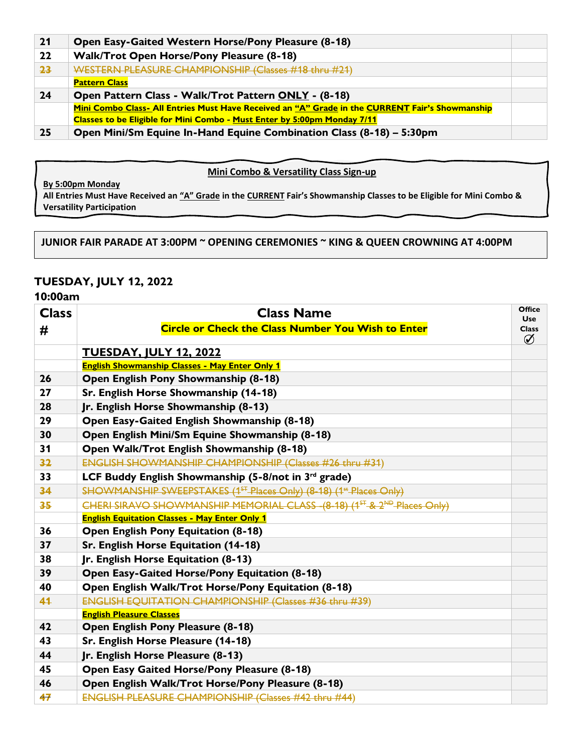| | | |
|---|---|---|
| **21** | **Open Easy-Gaited Western Horse/Pony Pleasure (8-18)** | |
| **22** | **Walk/Trot Open Horse/Pony Pleasure (8-18)** | |
| ~~23~~ | ~~WESTERN PLEASURE CHAMPIONSHIP (Classes #18 thru #21)~~ | |
| | **Pattern Class** | |
| **24** | **Open Pattern Class - Walk/Trot Pattern ONLY - (8-18)** | |
| | **Mini Combo Class- All Entries Must Have Received an "A" Grade in the CURRENT Fair's Showmanship Classes to be Eligible for Mini Combo - Must Enter by 5:00pm Monday 7/11** | |
| **25** | **Open Mini/Sm Equine In-Hand Equine Combination Class (8-18) – 5:30pm** | |

**Mini Combo & Versatility Class Sign-up**

**By 5:00pm Monday**

**All Entries Must Have Received an "A" Grade in the CURRENT Fair's Showmanship Classes to be Eligible for Mini Combo & Versatility Participation**

**JUNIOR FAIR PARADE AT 3:00PM ~ OPENING CEREMONIES ~ KING & QUEEN CROWNING AT 4:00PM**

## TUESDAY, JULY 12, 2022

### 10:00am

| Class # | Class Name<br>Circle or Check the Class Number You Wish to Enter | Office Use Class ✓ |
|---|---|---|
| | **TUESDAY, JULY 12, 2022** | |
| | **English Showmanship Classes - May Enter Only 1** | |
| **26** | **Open English Pony Showmanship (8-18)** | |
| **27** | **Sr. English Horse Showmanship (14-18)** | |
| **28** | **Jr. English Horse Showmanship (8-13)** | |
| **29** | **Open Easy-Gaited English Showmanship (8-18)** | |
| **30** | **Open English Mini/Sm Equine Showmanship (8-18)** | |
| **31** | **Open Walk/Trot English Showmanship (8-18)** | |
| ~~32~~ | ~~ENGLISH SHOWMANSHIP CHAMPIONSHIP (Classes #26 thru #31)~~ | |
| **33** | **LCF Buddy English Showmanship (5-8/not in 3rd grade)** | |
| ~~34~~ | ~~SHOWMANSHIP SWEEPSTAKES (1ST Places Only) (8-18) (1st Places Only)~~ | |
| ~~35~~ | ~~CHERI SIRAVO SHOWMANSHIP MEMORIAL CLASS -(8-18) (1ST & 2ND Places Only)~~ | |
| | **English Equitation Classes - May Enter Only 1** | |
| **36** | **Open English Pony Equitation (8-18)** | |
| **37** | **Sr. English Horse Equitation (14-18)** | |
| **38** | **Jr. English Horse Equitation (8-13)** | |
| **39** | **Open Easy-Gaited Horse/Pony Equitation (8-18)** | |
| **40** | **Open English Walk/Trot Horse/Pony Equitation (8-18)** | |
| ~~41~~ | ~~ENGLISH EQUITATION CHAMPIONSHIP (Classes #36 thru #39)~~ | |
| | **English Pleasure Classes** | |
| **42** | **Open English Pony Pleasure (8-18)** | |
| **43** | **Sr. English Horse Pleasure (14-18)** | |
| **44** | **Jr. English Horse Pleasure (8-13)** | |
| **45** | **Open Easy Gaited Horse/Pony Pleasure (8-18)** | |
| **46** | **Open English Walk/Trot Horse/Pony Pleasure (8-18)** | |
| ~~47~~ | ~~ENGLISH PLEASURE CHAMPIONSHIP (Classes #42 thru #44)~~ | |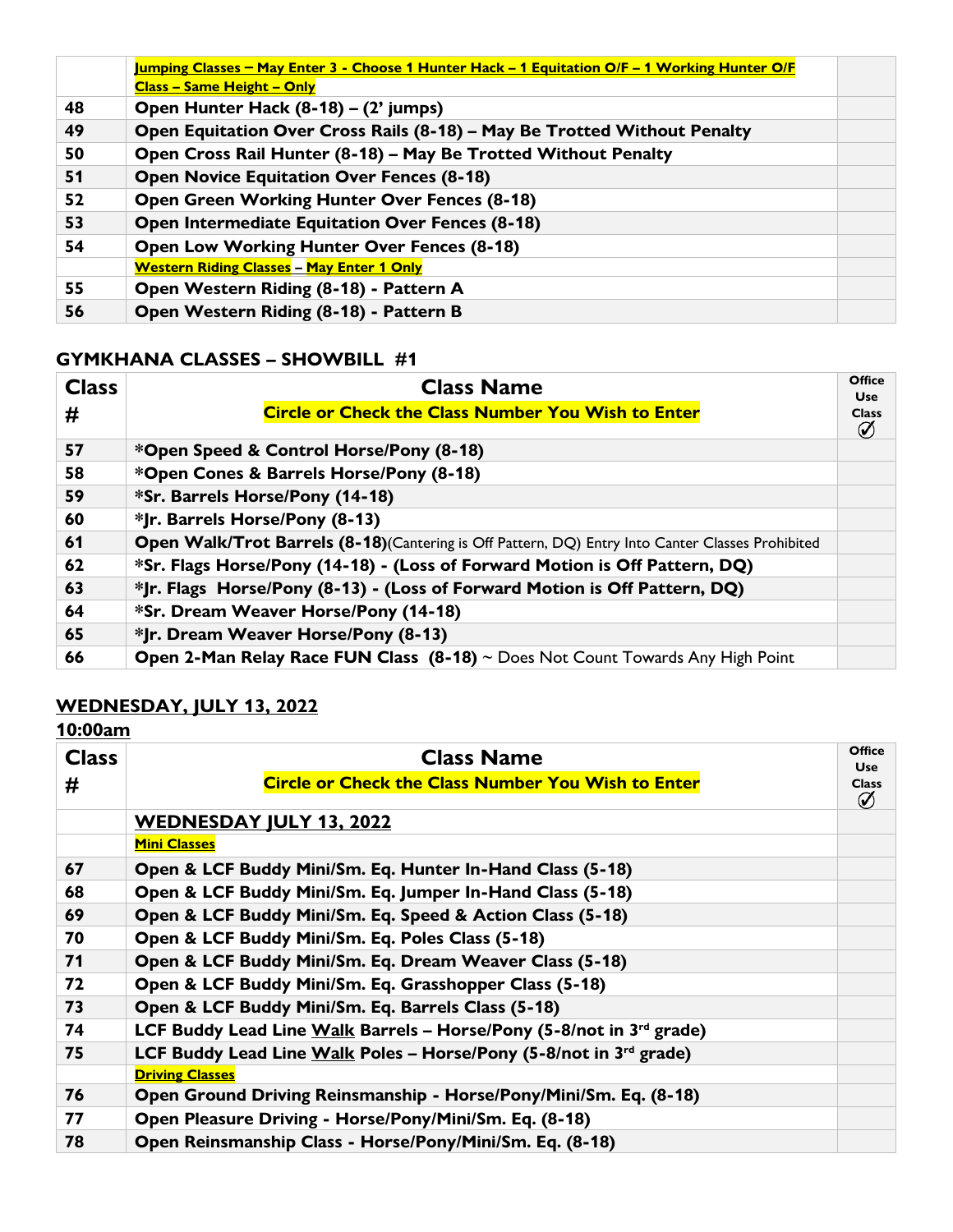| | | |
|---|---|---|
| | Jumping Classes – May Enter 3 - Choose 1 Hunter Hack – 1 Equitation O/F – 1 Working Hunter O/F Class – Same Height – Only | |
| 48 | **Open Hunter Hack (8-18) – (2' jumps)** | |
| 49 | **Open Equitation Over Cross Rails (8-18) – May Be Trotted Without Penalty** | |
| 50 | **Open Cross Rail Hunter (8-18) – May Be Trotted Without Penalty** | |
| 51 | **Open Novice Equitation Over Fences (8-18)** | |
| 52 | **Open Green Working Hunter Over Fences (8-18)** | |
| 53 | **Open Intermediate Equitation Over Fences (8-18)** | |
| 54 | **Open Low Working Hunter Over Fences (8-18)** | |
| | Western Riding Classes – May Enter 1 Only | |
| 55 | **Open Western Riding (8-18) - Pattern A** | |
| 56 | **Open Western Riding (8-18) - Pattern B** | |

## GYMKHANA CLASSES – SHOWBILL #1

| Class # | Class Name<br>Circle or Check the Class Number You Wish to Enter | Office Use Class ✓ |
|---|---|---|
| 57 | **\*Open Speed & Control Horse/Pony (8-18)** | |
| 58 | **\*Open Cones & Barrels Horse/Pony (8-18)** | |
| 59 | **\*Sr. Barrels Horse/Pony (14-18)** | |
| 60 | **\*Jr. Barrels Horse/Pony (8-13)** | |
| 61 | **Open Walk/Trot Barrels (8-18)**(Cantering is Off Pattern, DQ) Entry Into Canter Classes Prohibited | |
| 62 | **\*Sr. Flags Horse/Pony (14-18) - (Loss of Forward Motion is Off Pattern, DQ)** | |
| 63 | **\*Jr. Flags Horse/Pony (8-13) - (Loss of Forward Motion is Off Pattern, DQ)** | |
| 64 | **\*Sr. Dream Weaver Horse/Pony (14-18)** | |
| 65 | **\*Jr. Dream Weaver Horse/Pony (8-13)** | |
| 66 | **Open 2-Man Relay Race FUN Class (8-18)** ~ Does Not Count Towards Any High Point | |

## WEDNESDAY, JULY 13, 2022

**10:00am**

| Class # | Class Name<br>Circle or Check the Class Number You Wish to Enter | Office Use Class ✓ |
|---|---|---|
| | **WEDNESDAY JULY 13, 2022** | |
| | Mini Classes | |
| 67 | **Open & LCF Buddy Mini/Sm. Eq. Hunter In-Hand Class (5-18)** | |
| 68 | **Open & LCF Buddy Mini/Sm. Eq. Jumper In-Hand Class (5-18)** | |
| 69 | **Open & LCF Buddy Mini/Sm. Eq. Speed & Action Class (5-18)** | |
| 70 | **Open & LCF Buddy Mini/Sm. Eq. Poles Class (5-18)** | |
| 71 | **Open & LCF Buddy Mini/Sm. Eq. Dream Weaver Class (5-18)** | |
| 72 | **Open & LCF Buddy Mini/Sm. Eq. Grasshopper Class (5-18)** | |
| 73 | **Open & LCF Buddy Mini/Sm. Eq. Barrels Class (5-18)** | |
| 74 | **LCF Buddy Lead Line Walk Barrels – Horse/Pony (5-8/not in 3rd grade)** | |
| 75 | **LCF Buddy Lead Line Walk Poles – Horse/Pony (5-8/not in 3rd grade)** | |
| | Driving Classes | |
| 76 | **Open Ground Driving Reinsmanship - Horse/Pony/Mini/Sm. Eq. (8-18)** | |
| 77 | **Open Pleasure Driving - Horse/Pony/Mini/Sm. Eq. (8-18)** | |
| 78 | **Open Reinsmanship Class - Horse/Pony/Mini/Sm. Eq. (8-18)** | |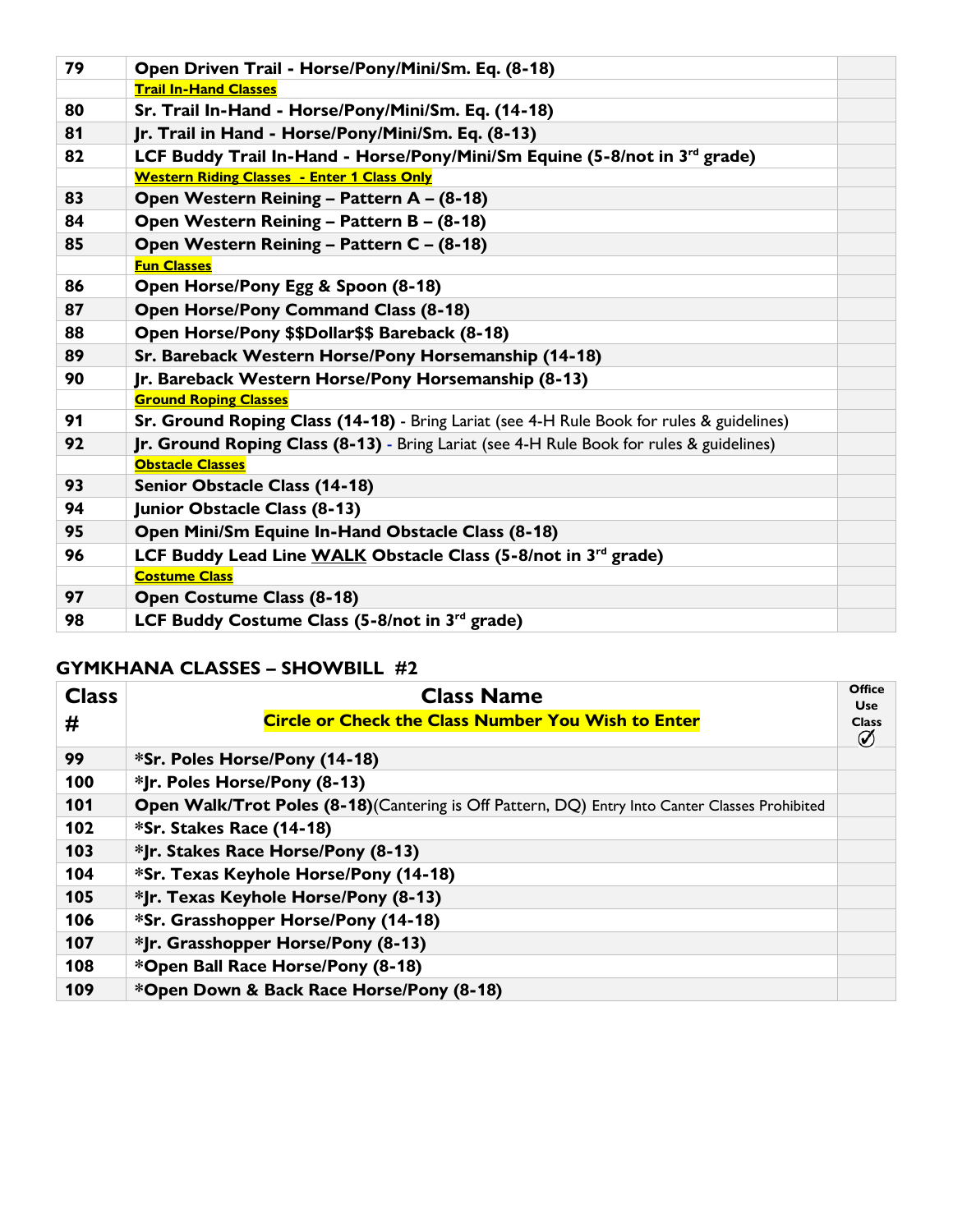| | | |
|---|---|---|
| 79 | **Open Driven Trail - Horse/Pony/Mini/Sm. Eq. (8-18)** | |
| | **Trail In-Hand Classes** | |
| 80 | **Sr. Trail In-Hand - Horse/Pony/Mini/Sm. Eq. (14-18)** | |
| 81 | **Jr. Trail in Hand - Horse/Pony/Mini/Sm. Eq. (8-13)** | |
| 82 | **LCF Buddy Trail In-Hand - Horse/Pony/Mini/Sm Equine (5-8/not in 3rd grade)** | |
| | **Western Riding Classes - Enter 1 Class Only** | |
| 83 | **Open Western Reining – Pattern A – (8-18)** | |
| 84 | **Open Western Reining – Pattern B – (8-18)** | |
| 85 | **Open Western Reining – Pattern C – (8-18)** | |
| | **Fun Classes** | |
| 86 | **Open Horse/Pony Egg & Spoon (8-18)** | |
| 87 | **Open Horse/Pony Command Class (8-18)** | |
| 88 | **Open Horse/Pony $$Dollar$$ Bareback (8-18)** | |
| 89 | **Sr. Bareback Western Horse/Pony Horsemanship (14-18)** | |
| 90 | **Jr. Bareback Western Horse/Pony Horsemanship (8-13)** | |
| | **Ground Roping Classes** | |
| 91 | **Sr. Ground Roping Class (14-18)** - Bring Lariat (see 4-H Rule Book for rules & guidelines) | |
| 92 | **Jr. Ground Roping Class (8-13)** - Bring Lariat (see 4-H Rule Book for rules & guidelines) | |
| | **Obstacle Classes** | |
| 93 | **Senior Obstacle Class (14-18)** | |
| 94 | **Junior Obstacle Class (8-13)** | |
| 95 | **Open Mini/Sm Equine In-Hand Obstacle Class (8-18)** | |
| 96 | **LCF Buddy Lead Line WALK Obstacle Class (5-8/not in 3rd grade)** | |
| | **Costume Class** | |
| 97 | **Open Costume Class (8-18)** | |
| 98 | **LCF Buddy Costume Class (5-8/not in 3rd grade)** | |

## GYMKHANA CLASSES – SHOWBILL #2

| Class # | Class Name<br>Circle or Check the Class Number You Wish to Enter | Office Use Class ✓ |
|---|---|---|
| 99 | **\*Sr. Poles Horse/Pony (14-18)** | |
| 100 | **\*Jr. Poles Horse/Pony (8-13)** | |
| 101 | **Open Walk/Trot Poles (8-18)**(Cantering is Off Pattern, DQ) Entry Into Canter Classes Prohibited | |
| 102 | **\*Sr. Stakes Race (14-18)** | |
| 103 | **\*Jr. Stakes Race Horse/Pony (8-13)** | |
| 104 | **\*Sr. Texas Keyhole Horse/Pony (14-18)** | |
| 105 | **\*Jr. Texas Keyhole Horse/Pony (8-13)** | |
| 106 | **\*Sr. Grasshopper Horse/Pony (14-18)** | |
| 107 | **\*Jr. Grasshopper Horse/Pony (8-13)** | |
| 108 | **\*Open Ball Race Horse/Pony (8-18)** | |
| 109 | **\*Open Down & Back Race Horse/Pony (8-18)** | |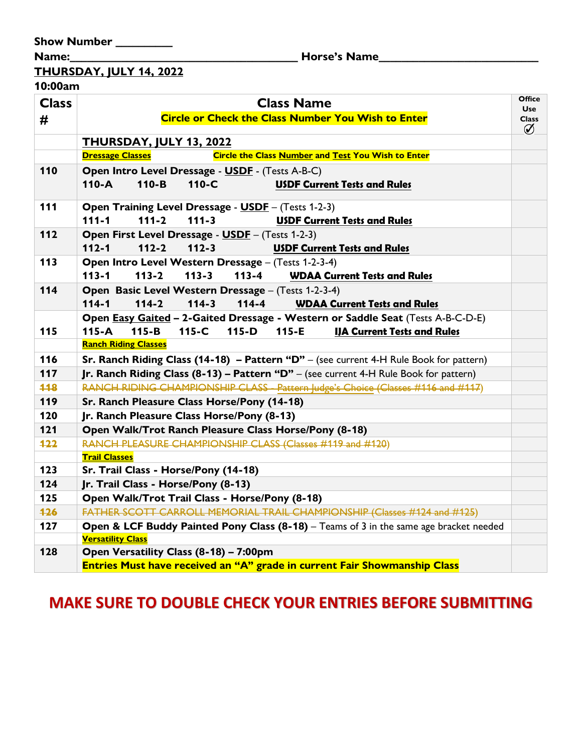**Show Number ________**

**Name:___________________________________ Horse's Name________________________**

**<u>THURSDAY, JULY 14, 2022</u>**

**10:00am**

| Class # | Class Name<br>Circle or Check the Class Number You Wish to Enter | Office Use Class ✓ |
|---|---|---|
| | **<u>THURSDAY, JULY 13, 2022</u>** | |
| | **<u>Dressage Classes</u>** **Circle the Class <u>Number</u> and <u>Test</u> You Wish to Enter** | |
| **110** | **Open Intro Level Dressage** - **<u>USDF</u>** - (Tests A-B-C)<br>**110-A 110-B 110-C** **<u>USDF Current Tests and Rules</u>** | |
| **111** | **Open Training Level Dressage** - **<u>USDF</u>** – (Tests 1-2-3)<br>**111-1 111-2 111-3** **<u>USDF Current Tests and Rules</u>** | |
| **112** | **Open First Level Dressage** - **<u>USDF</u>** – (Tests 1-2-3)<br>**112-1 112-2 112-3** **<u>USDF Current Tests and Rules</u>** | |
| **113** | **Open Intro Level Western Dressage** – (Tests 1-2-3-4)<br>**113-1 113-2 113-3 113-4** **<u>WDAA Current Tests and Rules</u>** | |
| **114** | **Open Basic Level Western Dressage** – (Tests 1-2-3-4)<br>**114-1 114-2 114-3 114-4** **<u>WDAA Current Tests and Rules</u>** | |
| **115** | **Open <u>Easy Gaited</u> – 2-Gaited Dressage - Western or Saddle Seat** (Tests A-B-C-D-E)<br>**115-A 115-B 115-C 115-D 115-E** **<u>IJA Current Tests and Rules</u>** | |
| | **<u>Ranch Riding Classes</u>** | |
| **116** | **Sr. Ranch Riding Class (14-18) – Pattern "D"** – (see current 4-H Rule Book for pattern) | |
| **117** | **Jr. Ranch Riding Class (8-13) – Pattern "D"** – (see current 4-H Rule Book for pattern) | |
| ~~118~~ | ~~RANCH RIDING CHAMPIONSHIP CLASS - Pattern Judge's Choice (Classes #116 and #117)~~ | |
| **119** | **Sr. Ranch Pleasure Class Horse/Pony (14-18)** | |
| **120** | **Jr. Ranch Pleasure Class Horse/Pony (8-13)** | |
| **121** | **Open Walk/Trot Ranch Pleasure Class Horse/Pony (8-18)** | |
| ~~122~~ | ~~RANCH PLEASURE CHAMPIONSHIP CLASS (Classes #119 and #120)~~ | |
| | **<u>Trail Classes</u>** | |
| **123** | **Sr. Trail Class - Horse/Pony (14-18)** | |
| **124** | **Jr. Trail Class - Horse/Pony (8-13)** | |
| **125** | **Open Walk/Trot Trail Class - Horse/Pony (8-18)** | |
| ~~126~~ | ~~FATHER SCOTT CARROLL MEMORIAL TRAIL CHAMPIONSHIP (Classes #124 and #125)~~ | |
| **127** | **Open & LCF Buddy Painted Pony Class (8-18)** – Teams of 3 in the same age bracket needed | |
| | **<u>Versatility Class</u>** | |
| **128** | **Open Versatility Class (8-18) – 7:00pm**<br>**Entries Must have received an "A" grade in current Fair Showmanship Class** | |

**MAKE SURE TO DOUBLE CHECK YOUR ENTRIES BEFORE SUBMITTING**